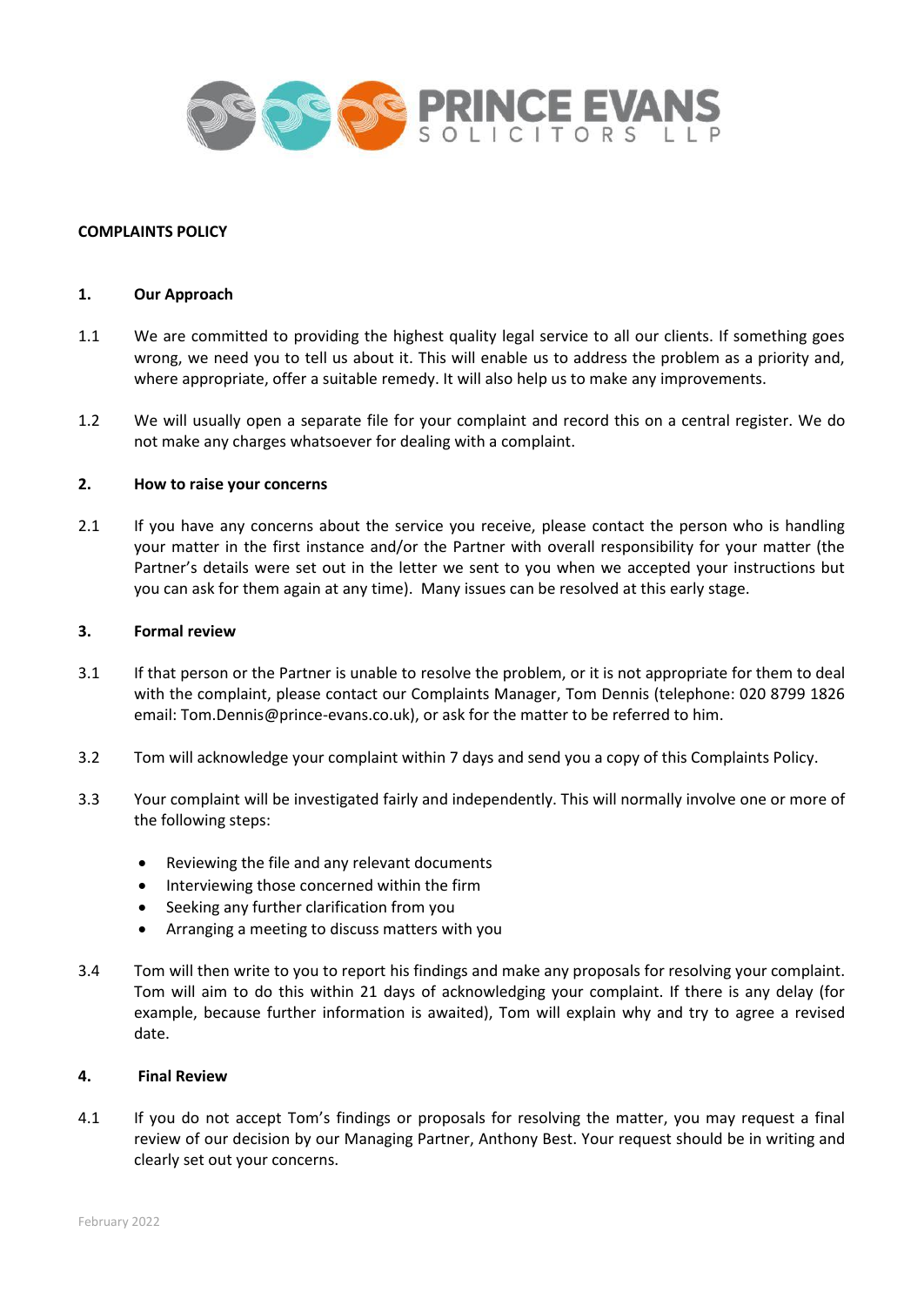PRINCE EVANS SOLICITORS LLP

# COMPLAINTS POLICY

## 1. Our Approach

1.1 We are committed to providing the highest quality legal service to all our clients. If something goes wrong, we need you to tell us about it. This will enable us to address the problem as a priority and, where appropriate, offer a suitable remedy. It will also help us to make any improvements.

1.2 We will usually open a separate file for your complaint and record this on a central register. We do not make any charges whatsoever for dealing with a complaint.

## 2. How to raise your concerns

2.1 If you have any concerns about the service you receive, please contact the person who is handling your matter in the first instance and/or the Partner with overall responsibility for your matter (the Partner's details were set out in the letter we sent to you when we accepted your instructions but you can ask for them again at any time). Many issues can be resolved at this early stage.

## 3. Formal review

3.1 If that person or the Partner is unable to resolve the problem, or it is not appropriate for them to deal with the complaint, please contact our Complaints Manager, Tom Dennis (telephone: 020 8799 1826 email: Tom.Dennis@prince-evans.co.uk), or ask for the matter to be referred to him.

3.2 Tom will acknowledge your complaint within 7 days and send you a copy of this Complaints Policy.

3.3 Your complaint will be investigated fairly and independently. This will normally involve one or more of the following steps:

- Reviewing the file and any relevant documents
- Interviewing those concerned within the firm
- Seeking any further clarification from you
- Arranging a meeting to discuss matters with you

3.4 Tom will then write to you to report his findings and make any proposals for resolving your complaint. Tom will aim to do this within 21 days of acknowledging your complaint. If there is any delay (for example, because further information is awaited), Tom will explain why and try to agree a revised date.

## 4. Final Review

4.1 If you do not accept Tom's findings or proposals for resolving the matter, you may request a final review of our decision by our Managing Partner, Anthony Best. Your request should be in writing and clearly set out your concerns.

February 2022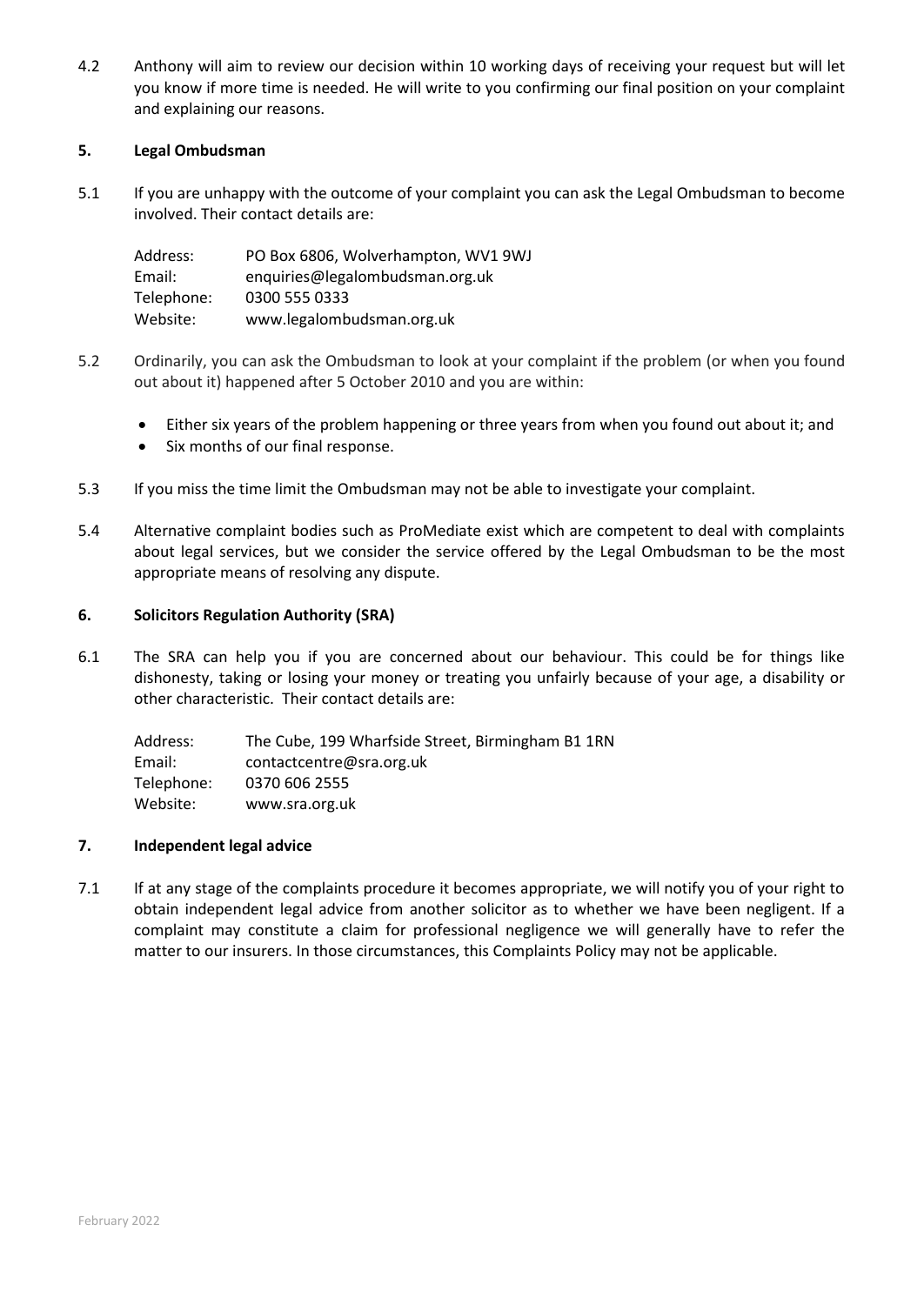4.2 Anthony will aim to review our decision within 10 working days of receiving your request but will let you know if more time is needed. He will write to you confirming our final position on your complaint and explaining our reasons.

## 5. Legal Ombudsman

5.1 If you are unhappy with the outcome of your complaint you can ask the Legal Ombudsman to become involved. Their contact details are:

| | |
|---|---|
| Address: | PO Box 6806, Wolverhampton, WV1 9WJ |
| Email: | enquiries@legalombudsman.org.uk |
| Telephone: | 0300 555 0333 |
| Website: | www.legalombudsman.org.uk |

5.2 Ordinarily, you can ask the Ombudsman to look at your complaint if the problem (or when you found out about it) happened after 5 October 2010 and you are within:

- Either six years of the problem happening or three years from when you found out about it; and
- Six months of our final response.

5.3 If you miss the time limit the Ombudsman may not be able to investigate your complaint.

5.4 Alternative complaint bodies such as ProMediate exist which are competent to deal with complaints about legal services, but we consider the service offered by the Legal Ombudsman to be the most appropriate means of resolving any dispute.

## 6. Solicitors Regulation Authority (SRA)

6.1 The SRA can help you if you are concerned about our behaviour. This could be for things like dishonesty, taking or losing your money or treating you unfairly because of your age, a disability or other characteristic. Their contact details are:

| | |
|---|---|
| Address: | The Cube, 199 Wharfside Street, Birmingham B1 1RN |
| Email: | contactcentre@sra.org.uk |
| Telephone: | 0370 606 2555 |
| Website: | www.sra.org.uk |

## 7. Independent legal advice

7.1 If at any stage of the complaints procedure it becomes appropriate, we will notify you of your right to obtain independent legal advice from another solicitor as to whether we have been negligent. If a complaint may constitute a claim for professional negligence we will generally have to refer the matter to our insurers. In those circumstances, this Complaints Policy may not be applicable.

February 2022